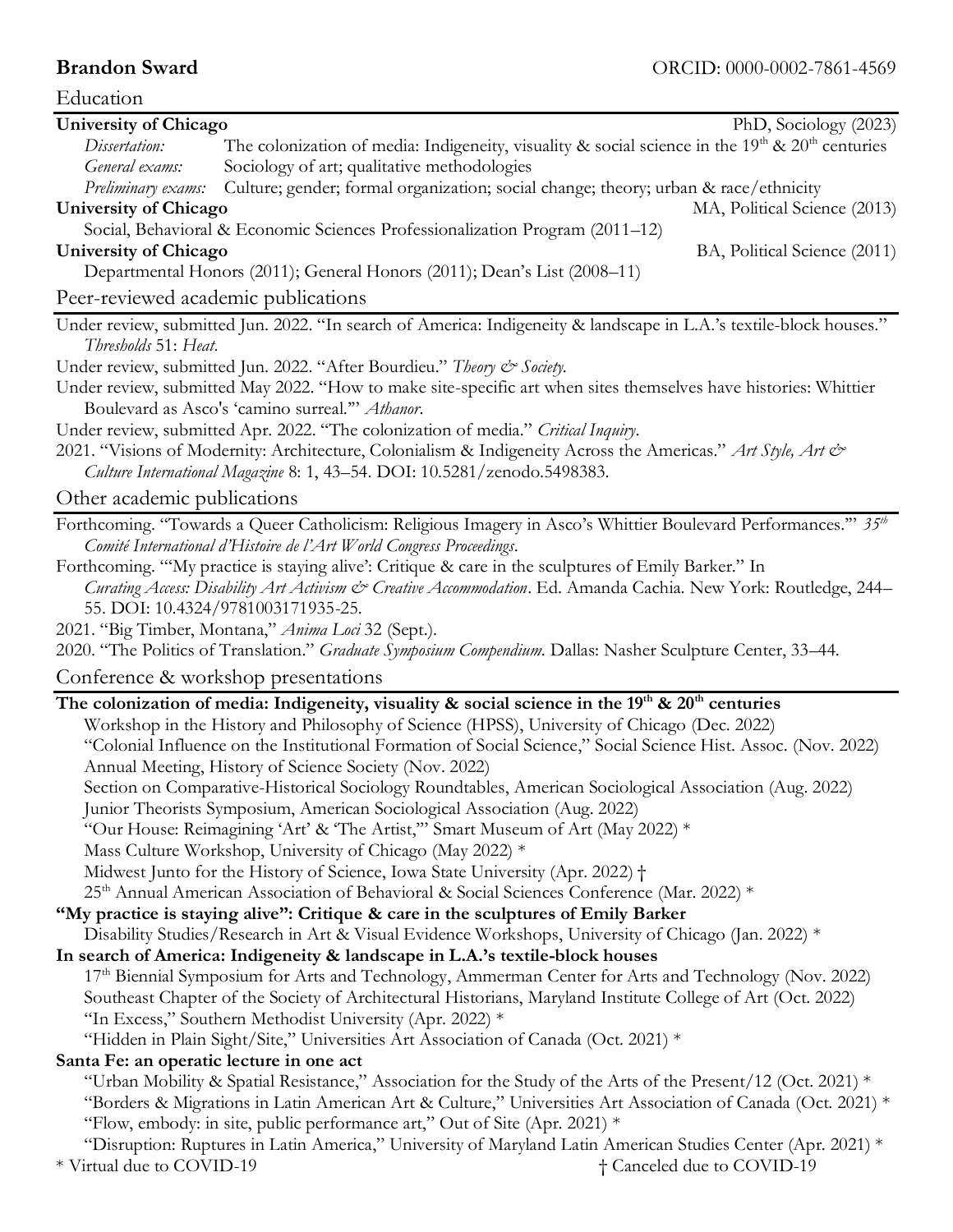**Brandon Sward** ORCID: 0000-0002-7861-4569

## Education

**University of Chicago** PhD, Sociology (2023)

*Dissertation:* The colonization of media: Indigeneity, visuality & social science in the 19th & 20th centuries

*General exams:* Sociology of art; qualitative methodologies

*Preliminary exams:* Culture; gender; formal organization; social change; theory; urban & race/ethnicity

**University of Chicago** MA, Political Science (2013)

Social, Behavioral & Economic Sciences Professionalization Program (2011–12)

**University of Chicago** BA, Political Science (2011)

Departmental Honors (2011); General Honors (2011); Dean's List (2008–11)

## Peer-reviewed academic publications

Under review, submitted Jun. 2022. "In search of America: Indigeneity & landscape in L.A.'s textile-block houses." *Thresholds* 51: *Heat*.

Under review, submitted Jun. 2022. "After Bourdieu." *Theory & Society.*

Under review, submitted May 2022. "How to make site-specific art when sites themselves have histories: Whittier Boulevard as Asco's 'camino surreal.'" *Athanor*.

Under review, submitted Apr. 2022. "The colonization of media." *Critical Inquiry*.

2021. "Visions of Modernity: Architecture, Colonialism & Indigeneity Across the Americas." *Art Style, Art & Culture International Magazine* 8: 1, 43–54. DOI: 10.5281/zenodo.5498383.

## Other academic publications

Forthcoming. "Towards a Queer Catholicism: Religious Imagery in Asco's Whittier Boulevard Performances."' *35th Comité International d'Histoire de l'Art World Congress Proceedings*.

Forthcoming. "'My practice is staying alive': Critique & care in the sculptures of Emily Barker." In *Curating Access: Disability Art Activism & Creative Accommodation*. Ed. Amanda Cachia. New York: Routledge, 244–55. DOI: 10.4324/9781003171935-25.

2021. "Big Timber, Montana," *Anima Loci* 32 (Sept.).

2020. "The Politics of Translation." *Graduate Symposium Compendium.* Dallas: Nasher Sculpture Center, 33–44.

## Conference & workshop presentations

**The colonization of media: Indigeneity, visuality & social science in the 19th & 20th centuries**

- Workshop in the History and Philosophy of Science (HPSS), University of Chicago (Dec. 2022)
- "Colonial Influence on the Institutional Formation of Social Science," Social Science Hist. Assoc. (Nov. 2022)
- Annual Meeting, History of Science Society (Nov. 2022)
- Section on Comparative-Historical Sociology Roundtables, American Sociological Association (Aug. 2022)
- Junior Theorists Symposium, American Sociological Association (Aug. 2022)
- "Our House: Reimagining 'Art' & 'The Artist,'" Smart Museum of Art (May 2022) *
- Mass Culture Workshop, University of Chicago (May 2022) *
- Midwest Junto for the History of Science, Iowa State University (Apr. 2022) †
- 25th Annual American Association of Behavioral & Social Sciences Conference (Mar. 2022) *

**"My practice is staying alive": Critique & care in the sculptures of Emily Barker**

- Disability Studies/Research in Art & Visual Evidence Workshops, University of Chicago (Jan. 2022) *

**In search of America: Indigeneity & landscape in L.A.'s textile-block houses**

- 17th Biennial Symposium for Arts and Technology, Ammerman Center for Arts and Technology (Nov. 2022)
- Southeast Chapter of the Society of Architectural Historians, Maryland Institute College of Art (Oct. 2022)
- "In Excess," Southern Methodist University (Apr. 2022) *
- "Hidden in Plain Sight/Site," Universities Art Association of Canada (Oct. 2021) *

**Santa Fe: an operatic lecture in one act**

- "Urban Mobility & Spatial Resistance," Association for the Study of the Arts of the Present/12 (Oct. 2021) *
- "Borders & Migrations in Latin American Art & Culture," Universities Art Association of Canada (Oct. 2021) *
- "Flow, embody: in site, public performance art," Out of Site (Apr. 2021) *
- "Disruption: Ruptures in Latin America," University of Maryland Latin American Studies Center (Apr. 2021) *

* Virtual due to COVID-19 † Canceled due to COVID-19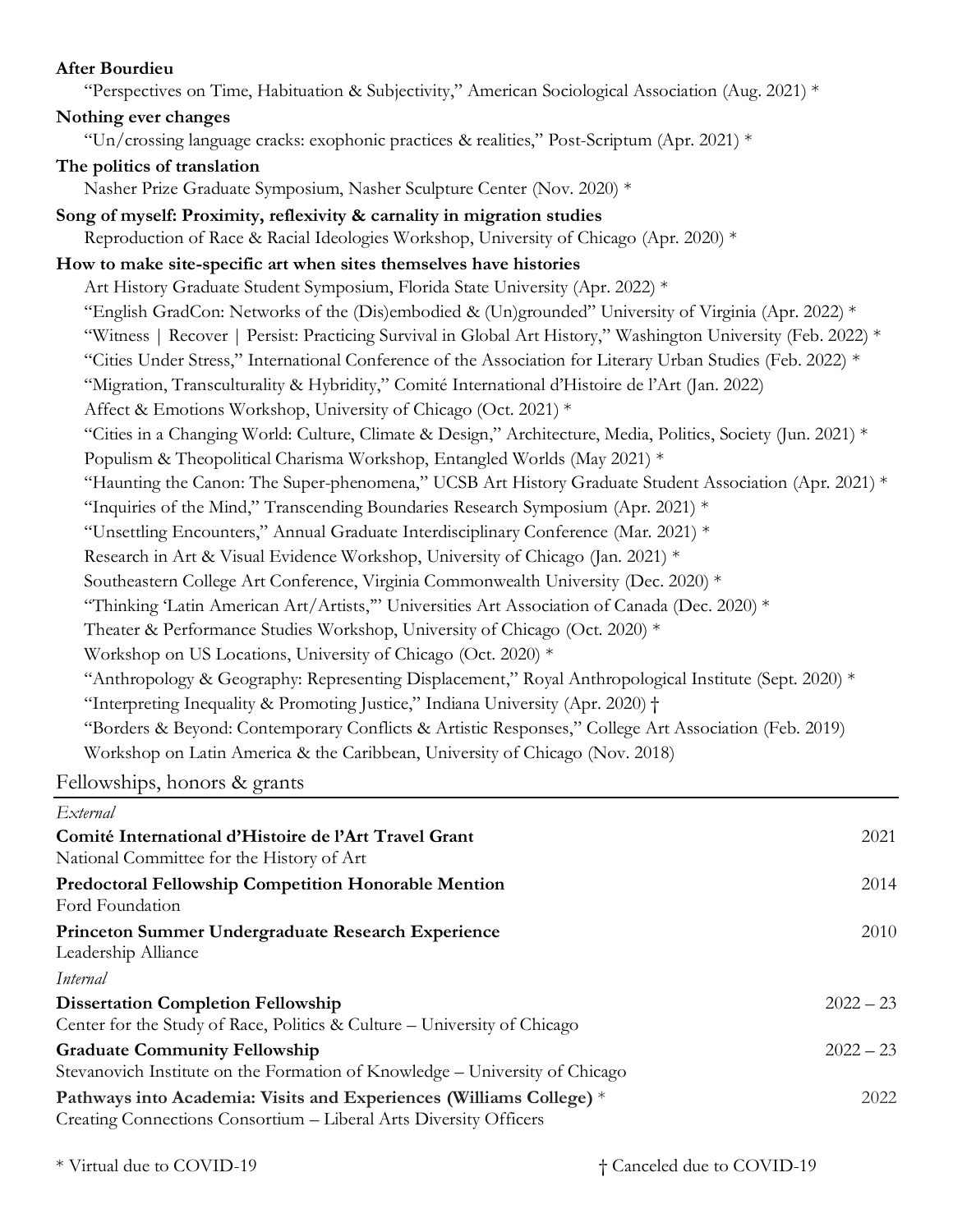**After Bourdieu**

"Perspectives on Time, Habituation & Subjectivity," American Sociological Association (Aug. 2021) *

**Nothing ever changes**

"Un/crossing language cracks: exophonic practices & realities," Post-Scriptum (Apr. 2021) *

**The politics of translation**

Nasher Prize Graduate Symposium, Nasher Sculpture Center (Nov. 2020) *

**Song of myself: Proximity, reflexivity & carnality in migration studies**

Reproduction of Race & Racial Ideologies Workshop, University of Chicago (Apr. 2020) *

**How to make site-specific art when sites themselves have histories**

Art History Graduate Student Symposium, Florida State University (Apr. 2022) *
"English GradCon: Networks of the (Dis)embodied & (Un)grounded" University of Virginia (Apr. 2022) *
"Witness | Recover | Persist: Practicing Survival in Global Art History," Washington University (Feb. 2022) *
"Cities Under Stress," International Conference of the Association for Literary Urban Studies (Feb. 2022) *
"Migration, Transculturality & Hybridity," Comité International d'Histoire de l'Art (Jan. 2022)
Affect & Emotions Workshop, University of Chicago (Oct. 2021) *
"Cities in a Changing World: Culture, Climate & Design," Architecture, Media, Politics, Society (Jun. 2021) *
Populism & Theopolitical Charisma Workshop, Entangled Worlds (May 2021) *
"Haunting the Canon: The Super-phenomena," UCSB Art History Graduate Student Association (Apr. 2021) *
"Inquiries of the Mind," Transcending Boundaries Research Symposium (Apr. 2021) *
"Unsettling Encounters," Annual Graduate Interdisciplinary Conference (Mar. 2021) *
Research in Art & Visual Evidence Workshop, University of Chicago (Jan. 2021) *
Southeastern College Art Conference, Virginia Commonwealth University (Dec. 2020) *
"Thinking 'Latin American Art/Artists,'" Universities Art Association of Canada (Dec. 2020) *
Theater & Performance Studies Workshop, University of Chicago (Oct. 2020) *
Workshop on US Locations, University of Chicago (Oct. 2020) *
"Anthropology & Geography: Representing Displacement," Royal Anthropological Institute (Sept. 2020) *
"Interpreting Inequality & Promoting Justice," Indiana University (Apr. 2020) †
"Borders & Beyond: Contemporary Conflicts & Artistic Responses," College Art Association (Feb. 2019)
Workshop on Latin America & the Caribbean, University of Chicago (Nov. 2018)

## Fellowships, honors & grants

*External*

**Comité International d'Histoire de l'Art Travel Grant** — 2021
National Committee for the History of Art

**Predoctoral Fellowship Competition Honorable Mention** — 2014
Ford Foundation

**Princeton Summer Undergraduate Research Experience** — 2010
Leadership Alliance

*Internal*

**Dissertation Completion Fellowship** — 2022 – 23
Center for the Study of Race, Politics & Culture – University of Chicago

**Graduate Community Fellowship** — 2022 – 23
Stevanovich Institute on the Formation of Knowledge – University of Chicago

**Pathways into Academia: Visits and Experiences (Williams College)** * — 2022
Creating Connections Consortium – Liberal Arts Diversity Officers

\* Virtual due to COVID-19 † Canceled due to COVID-19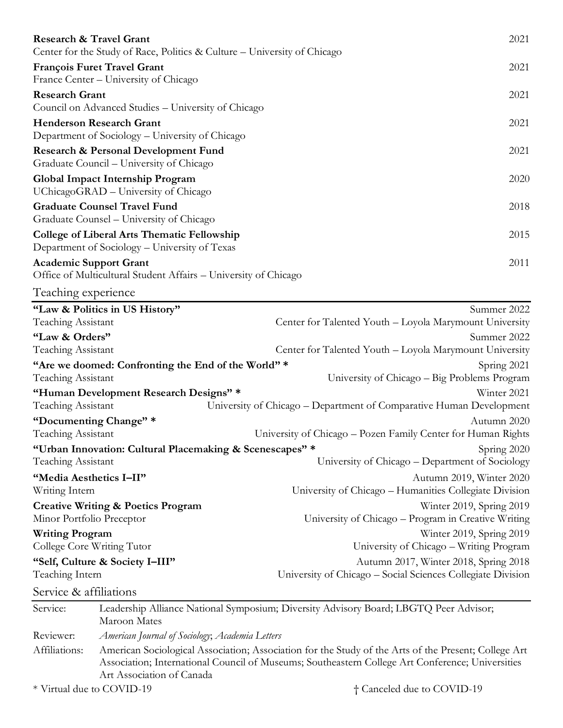**Research & Travel Grant** 2021
Center for the Study of Race, Politics & Culture – University of Chicago

**François Furet Travel Grant** 2021
France Center – University of Chicago

**Research Grant** 2021
Council on Advanced Studies – University of Chicago

**Henderson Research Grant** 2021
Department of Sociology – University of Chicago

**Research & Personal Development Fund** 2021
Graduate Council – University of Chicago

**Global Impact Internship Program** 2020
UChicagoGRAD – University of Chicago

**Graduate Counsel Travel Fund** 2018
Graduate Counsel – University of Chicago

**College of Liberal Arts Thematic Fellowship** 2015
Department of Sociology – University of Texas

**Academic Support Grant** 2011
Office of Multicultural Student Affairs – University of Chicago

## Teaching experience

**"Law & Politics in US History"** Summer 2022
Teaching Assistant — Center for Talented Youth – Loyola Marymount University

**"Law & Orders"** Summer 2022
Teaching Assistant — Center for Talented Youth – Loyola Marymount University

**"Are we doomed: Confronting the End of the World" *** Spring 2021
Teaching Assistant — University of Chicago – Big Problems Program

**"Human Development Research Designs" *** Winter 2021
Teaching Assistant — University of Chicago – Department of Comparative Human Development

**"Documenting Change" *** Autumn 2020
Teaching Assistant — University of Chicago – Pozen Family Center for Human Rights

**"Urban Innovation: Cultural Placemaking & Scenescapes" *** Spring 2020
Teaching Assistant — University of Chicago – Department of Sociology

**"Media Aesthetics I–II"** Autumn 2019, Winter 2020
Writing Intern — University of Chicago – Humanities Collegiate Division

**Creative Writing & Poetics Program** Winter 2019, Spring 2019
Minor Portfolio Preceptor — University of Chicago – Program in Creative Writing

**Writing Program** Winter 2019, Spring 2019
College Core Writing Tutor — University of Chicago – Writing Program

**"Self, Culture & Society I–III"** Autumn 2017, Winter 2018, Spring 2018
Teaching Intern — University of Chicago – Social Sciences Collegiate Division

## Service & affiliations

| | |
|---|---|
| Service: | Leadership Alliance National Symposium; Diversity Advisory Board; LBGTQ Peer Advisor; Maroon Mates |
| Reviewer: | *American Journal of Sociology*; *Academia Letters* |
| Affiliations: | American Sociological Association; Association for the Study of the Arts of the Present; College Art Association; International Council of Museums; Southeastern College Art Conference; Universities Art Association of Canada |

* Virtual due to COVID-19 † Canceled due to COVID-19